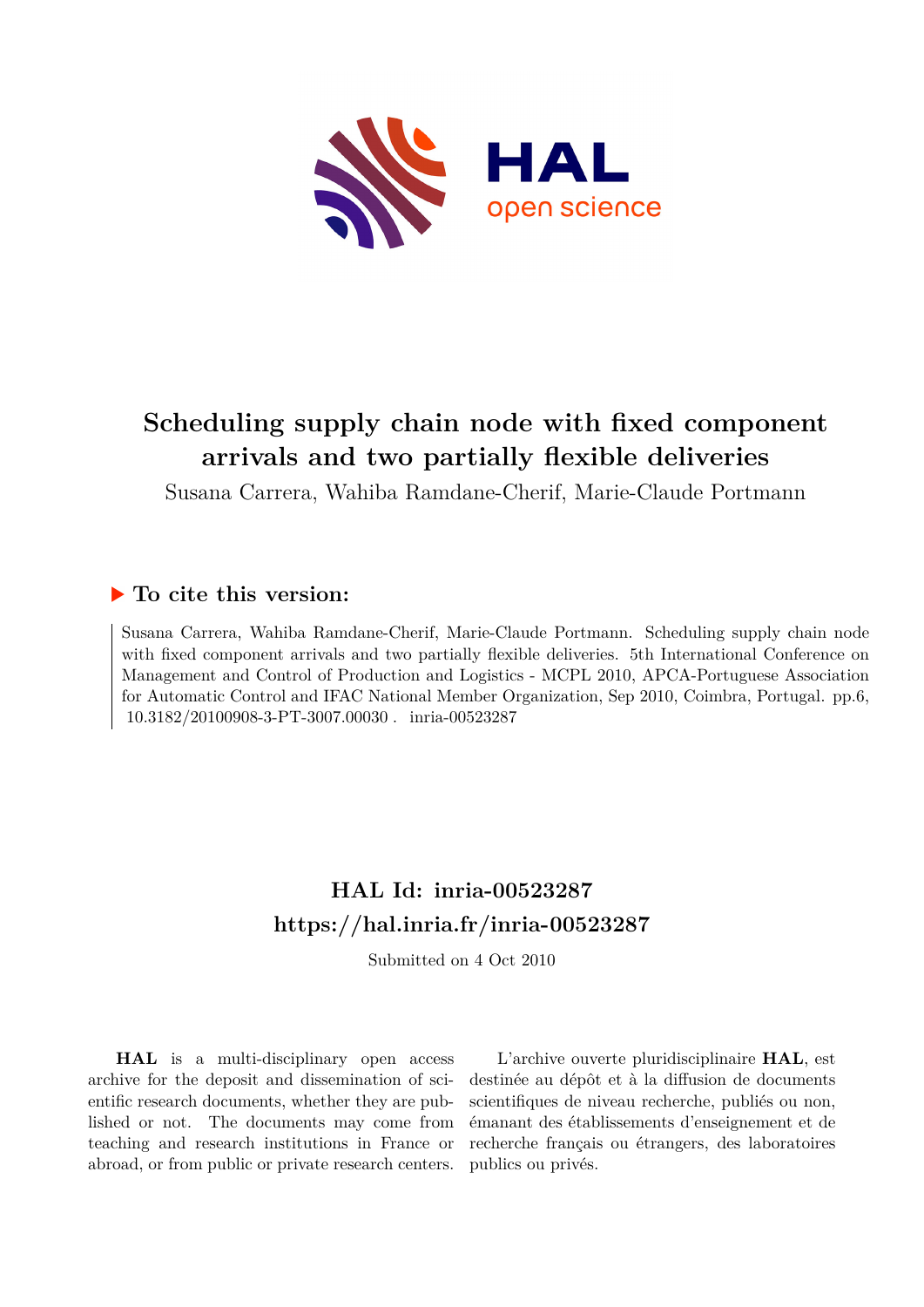# Scheduling supply chain node with fixed component arrivals and two partially flexible deliveries

Susana Carrera, Wahiba Ramdane-Cherif, Marie-Claude Portmann

## ▶ To cite this version:

Susana Carrera, Wahiba Ramdane-Cherif, Marie-Claude Portmann. Scheduling supply chain node with fixed component arrivals and two partially flexible deliveries. 5th International Conference on Management and Control of Production and Logistics - MCPL 2010, APCA-Portuguese Association for Automatic Control and IFAC National Member Organization, Sep 2010, Coimbra, Portugal. pp.6, 10.3182/20100908-3-PT-3007.00030 . inria-00523287

## HAL Id: inria-00523287

## https://hal.inria.fr/inria-00523287

Submitted on 4 Oct 2010

**HAL** is a multi-disciplinary open access archive for the deposit and dissemination of scientific research documents, whether they are published or not. The documents may come from teaching and research institutions in France or abroad, or from public or private research centers.

L'archive ouverte pluridisciplinaire **HAL**, est destinée au dépôt et à la diffusion de documents scientifiques de niveau recherche, publiés ou non, émanant des établissements d'enseignement et de recherche français ou étrangers, des laboratoires publics ou privés.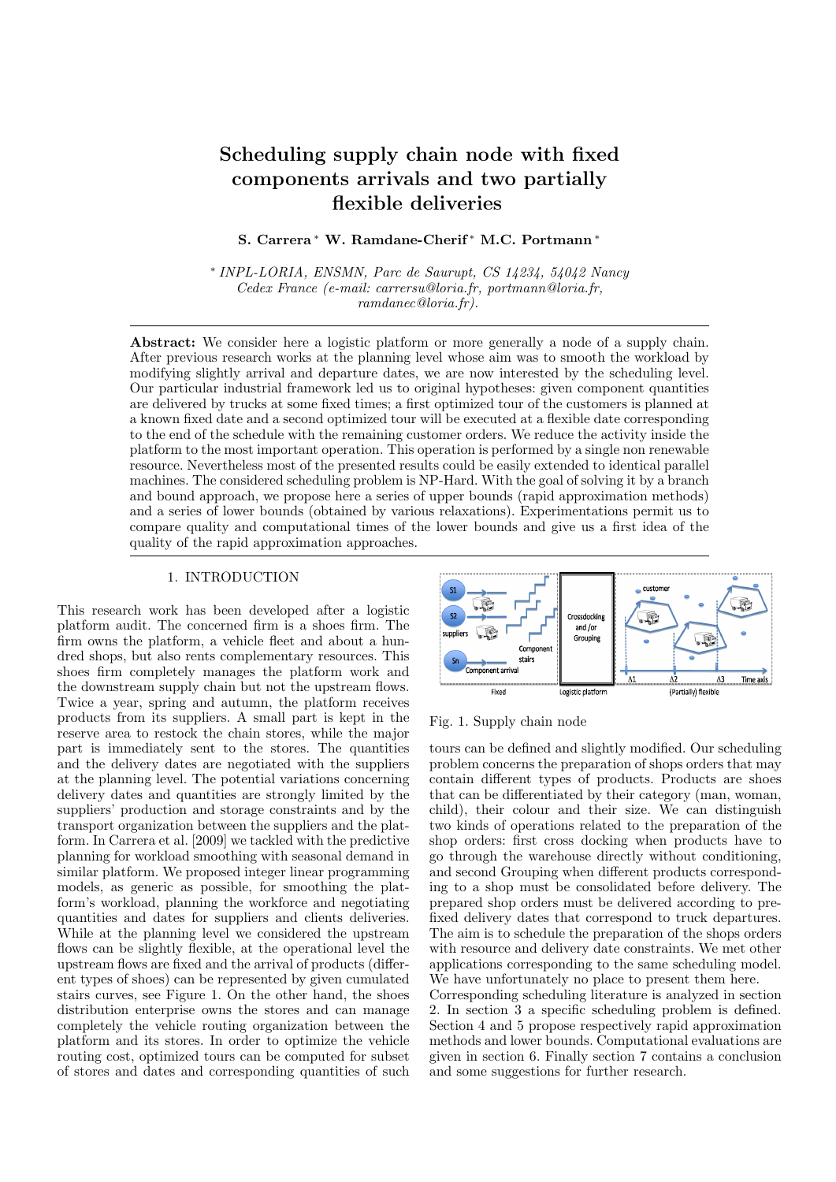# Scheduling supply chain node with fixed components arrivals and two partially flexible deliveries

**S. Carrera * W. Ramdane-Cherif * M.C. Portmann ***

\* *INPL-LORIA, ENSMN, Parc de Saurupt, CS 14234, 54042 Nancy Cedex France (e-mail: carrersu@loria.fr, portmann@loria.fr, ramdanec@loria.fr).*

---

**Abstract:** We consider here a logistic platform or more generally a node of a supply chain. After previous research works at the planning level whose aim was to smooth the workload by modifying slightly arrival and departure dates, we are now interested by the scheduling level. Our particular industrial framework led us to original hypotheses: given component quantities are delivered by trucks at some fixed times; a first optimized tour of the customers is planned at a known fixed date and a second optimized tour will be executed at a flexible date corresponding to the end of the schedule with the remaining customer orders. We reduce the activity inside the platform to the most important operation. This operation is performed by a single non renewable resource. Nevertheless most of the presented results could be easily extended to identical parallel machines. The considered scheduling problem is NP-Hard. With the goal of solving it by a branch and bound approach, we propose here a series of upper bounds (rapid approximation methods) and a series of lower bounds (obtained by various relaxations). Experimentations permit us to compare quality and computational times of the lower bounds and give us a first idea of the quality of the rapid approximation approaches.

---

## 1. INTRODUCTION

This research work has been developed after a logistic platform audit. The concerned firm is a shoes firm. The firm owns the platform, a vehicle fleet and about a hundred shops, but also rents complementary resources. This shoes firm completely manages the platform work and the downstream supply chain but not the upstream flows. Twice a year, spring and autumn, the platform receives products from its suppliers. A small part is kept in the reserve area to restock the chain stores, while the major part is immediately sent to the stores. The quantities and the delivery dates are negotiated with the suppliers at the planning level. The potential variations concerning delivery dates and quantities are strongly limited by the suppliers' production and storage constraints and by the transport organization between the suppliers and the platform. In Carrera et al. [2009] we tackled with the predictive planning for workload smoothing with seasonal demand in similar platform. We proposed integer linear programming models, as generic as possible, for smoothing the platform's workload, planning the workforce and negotiating quantities and dates for suppliers and clients deliveries. While at the planning level we considered the upstream flows can be slightly flexible, at the operational level the upstream flows are fixed and the arrival of products (different types of shoes) can be represented by given cumulated stairs curves, see Figure 1. On the other hand, the shoes distribution enterprise owns the stores and can manage completely the vehicle routing organization between the platform and its stores. In order to optimize the vehicle routing cost, optimized tours can be computed for subset of stores and dates and corresponding quantities of such tours can be defined and slightly modified. Our scheduling problem concerns the preparation of shops orders that may contain different types of products. Products are shoes that can be differentiated by their category (man, woman, child), their colour and their size. We can distinguish two kinds of operations related to the preparation of the shop orders: first cross docking when products have to go through the warehouse directly without conditioning, and second Grouping when different products corresponding to a shop must be consolidated before delivery. The prepared shop orders must be delivered according to prefixed delivery dates that correspond to truck departures. The aim is to schedule the preparation of the shops orders with resource and delivery date constraints. We met other applications corresponding to the same scheduling model. We have unfortunately no place to present them here.

Fig. 1. Supply chain node

Corresponding scheduling literature is analyzed in section 2. In section 3 a specific scheduling problem is defined. Section 4 and 5 propose respectively rapid approximation methods and lower bounds. Computational evaluations are given in section 6. Finally section 7 contains a conclusion and some suggestions for further research.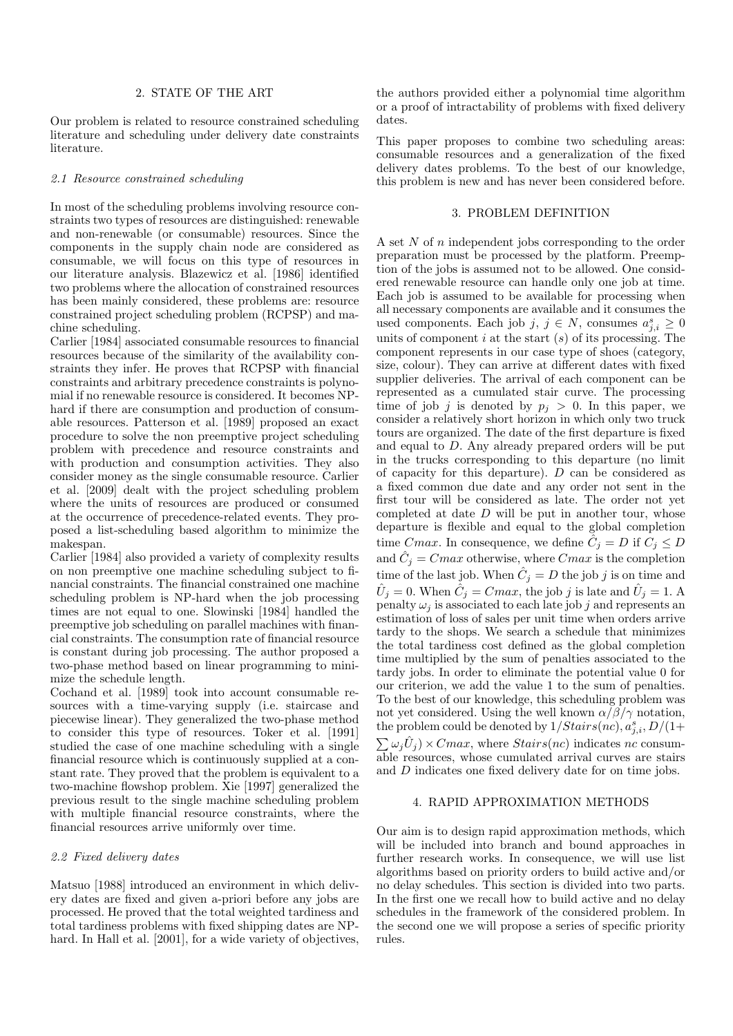## 2. STATE OF THE ART

Our problem is related to resource constrained scheduling literature and scheduling under delivery date constraints literature.

### 2.1 Resource constrained scheduling

In most of the scheduling problems involving resource constraints two types of resources are distinguished: renewable and non-renewable (or consumable) resources. Since the components in the supply chain node are considered as consumable, we will focus on this type of resources in our literature analysis. Blazewicz et al. [1986] identified two problems where the allocation of constrained resources has been mainly considered, these problems are: resource constrained project scheduling problem (RCPSP) and machine scheduling.

Carlier [1984] associated consumable resources to financial resources because of the similarity of the availability constraints they infer. He proves that RCPSP with financial constraints and arbitrary precedence constraints is polynomial if no renewable resource is considered. It becomes NP-hard if there are consumption and production of consumable resources. Patterson et al. [1989] proposed an exact procedure to solve the non preemptive project scheduling problem with precedence and resource constraints and with production and consumption activities. They also consider money as the single consumable resource. Carlier et al. [2009] dealt with the project scheduling problem where the units of resources are produced or consumed at the occurrence of precedence-related events. They proposed a list-scheduling based algorithm to minimize the makespan.

Carlier [1984] also provided a variety of complexity results on non preemptive one machine scheduling subject to financial constraints. The financial constrained one machine scheduling problem is NP-hard when the job processing times are not equal to one. Slowinski [1984] handled the preemptive job scheduling on parallel machines with financial constraints. The consumption rate of financial resource is constant during job processing. The author proposed a two-phase method based on linear programming to minimize the schedule length.

Cochand et al. [1989] took into account consumable resources with a time-varying supply (i.e. staircase and piecewise linear). They generalized the two-phase method to consider this type of resources. Toker et al. [1991] studied the case of one machine scheduling with a single financial resource which is continuously supplied at a constant rate. They proved that the problem is equivalent to a two-machine flowshop problem. Xie [1997] generalized the previous result to the single machine scheduling problem with multiple financial resource constraints, where the financial resources arrive uniformly over time.

### 2.2 Fixed delivery dates

Matsuo [1988] introduced an environment in which delivery dates are fixed and given a-priori before any jobs are processed. He proved that the total weighted tardiness and total tardiness problems with fixed shipping dates are NP-hard. In Hall et al. [2001], for a wide variety of objectives, the authors provided either a polynomial time algorithm or a proof of intractability of problems with fixed delivery dates.

This paper proposes to combine two scheduling areas: consumable resources and a generalization of the fixed delivery dates problems. To the best of our knowledge, this problem is new and has never been considered before.

## 3. PROBLEM DEFINITION

A set $N$ of $n$ independent jobs corresponding to the order preparation must be processed by the platform. Preemption of the jobs is assumed not to be allowed. One considered renewable resource can handle only one job at time. Each job is assumed to be available for processing when all necessary components are available and it consumes the used components. Each job $j$, $j \in N$, consumes $a^s_{j,i} \geq 0$ units of component $i$ at the start ($s$) of its processing. The component represents in our case type of shoes (category, size, colour). They can arrive at different dates with fixed supplier deliveries. The arrival of each component can be represented as a cumulated stair curve. The processing time of job $j$ is denoted by $p_j > 0$. In this paper, we consider a relatively short horizon in which only two truck tours are organized. The date of the first departure is fixed and equal to $D$. Any already prepared orders will be put in the trucks corresponding to this departure (no limit of capacity for this departure). $D$ can be considered as a fixed common due date and any order not sent in the first tour will be considered as late. The order not yet completed at date $D$ will be put in another tour, whose departure is flexible and equal to the global completion time $Cmax$. In consequence, we define $\hat{C}_j = D$ if $C_j \leq D$ and $\hat{C}_j = Cmax$ otherwise, where $Cmax$ is the completion time of the last job. When $\hat{C}_j = D$ the job $j$ is on time and $\hat{U}_j = 0$. When $\hat{C}_j = Cmax$, the job $j$ is late and $\hat{U}_j = 1$. A penalty $\omega_j$ is associated to each late job $j$ and represents an estimation of loss of sales per unit time when orders arrive tardy to the shops. We search a schedule that minimizes the total tardiness cost defined as the global completion time multiplied by the sum of penalties associated to the tardy jobs. In order to eliminate the potential value 0 for our criterion, we add the value 1 to the sum of penalties. To the best of our knowledge, this scheduling problem was not yet considered. Using the well known $\alpha/\beta/\gamma$ notation, the problem could be denoted by $1/Stairs(nc), a^s_{j,i}, D/(1+\sum \omega_j \hat{U}_j) \times Cmax$, where $Stairs(nc)$ indicates $nc$ consumable resources, whose cumulated arrival curves are stairs and $D$ indicates one fixed delivery date for on time jobs.

## 4. RAPID APPROXIMATION METHODS

Our aim is to design rapid approximation methods, which will be included into branch and bound approaches in further research works. In consequence, we will use list algorithms based on priority orders to build active and/or no delay schedules. This section is divided into two parts. In the first one we recall how to build active and no delay schedules in the framework of the considered problem. In the second one we will propose a series of specific priority rules.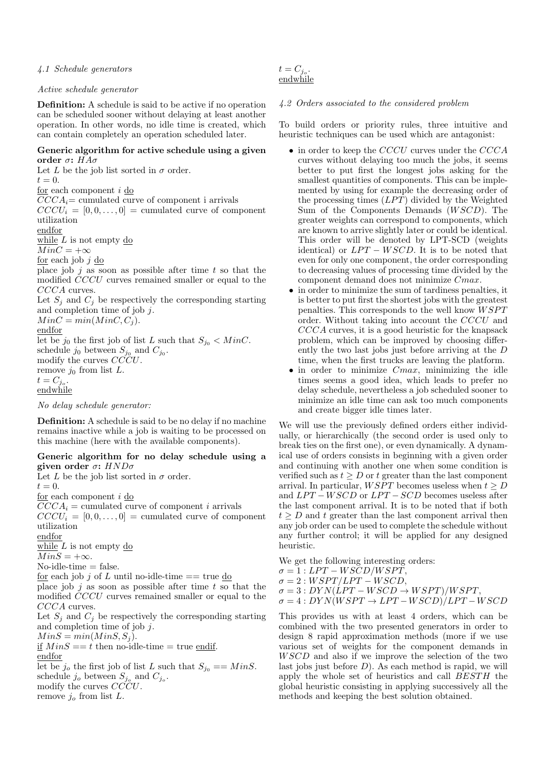#### *4.1 Schedule generators*

*Active schedule generator*

**Definition:** A schedule is said to be active if no operation can be scheduled sooner without delaying at least another operation. In other words, no idle time is created, which can contain completely an operation scheduled later.

**Generic algorithm for active schedule using a given order $\sigma$: $HA\sigma$**

Let $L$ be the job list sorted in $\sigma$ order.
$t = 0$.
<u>for</u> each component $i$ <u>do</u>
$CCCA_i$= cumulated curve of component i arrivals
$CCCU_i = [0, 0, \ldots, 0]$ = cumulated curve of component utilization
<u>endfor</u>
<u>while</u> $L$ is not empty <u>do</u>
$MinC = +\infty$
<u>for</u> each job $j$ <u>do</u>
place job $j$ as soon as possible after time $t$ so that the modified $CCCU$ curves remained smaller or equal to the $CCCA$ curves.
Let $S_j$ and $C_j$ be respectively the corresponding starting and completion time of job $j$.
$MinC = min(MinC, C_j)$.
<u>endfor</u>
let be $j_0$ the first job of list $L$ such that $S_{j_0} < MinC$.
schedule $j_0$ between $S_{j_0}$ and $C_{j_0}$.
modify the curves $CCCU$.
remove $j_0$ from list $L$.
$t = C_{j_o}$.
<u>endwhile</u>

*No delay schedule generator:*

**Definition:** A schedule is said to be no delay if no machine remains inactive while a job is waiting to be processed on this machine (here with the available components).

**Generic algorithm for no delay schedule using a given order $\sigma$: $HND\sigma$**

Let $L$ be the job list sorted in $\sigma$ order.
$t = 0$.
<u>for</u> each component $i$ <u>do</u>
$CCCA_i$ = cumulated curve of component $i$ arrivals
$CCCU_i = [0, 0, \ldots, 0]$ = cumulated curve of component utilization
<u>endfor</u>
<u>while</u> $L$ is not empty <u>do</u>
$MinS = +\infty$.
No-idle-time = false.
<u>for</u> each job $j$ of $L$ until no-idle-time == true <u>do</u>
place job $j$ as soon as possible after time $t$ so that the modified $CCCU$ curves remained smaller or equal to the $CCCA$ curves.
Let $S_j$ and $C_j$ be respectively the corresponding starting and completion time of job $j$.
$MinS = min(MinS, S_j)$.
<u>if</u> $MinS == t$ then no-idle-time = true <u>endif</u>.
<u>endfor</u>
let be $j_o$ the first job of list $L$ such that $S_{j_0} == MinS$.
schedule $j_o$ between $S_{j_o}$ and $C_{j_o}$.
modify the curves $CCCU$.
remove $j_o$ from list $L$.
$t = C_{j_o}$.
<u>endwhile</u>

#### *4.2 Orders associated to the considered problem*

To build orders or priority rules, three intuitive and heuristic techniques can be used which are antagonist:

- in order to keep the $CCCU$ curves under the $CCCA$ curves without delaying too much the jobs, it seems better to put first the longest jobs asking for the smallest quantities of components. This can be implemented by using for example the decreasing order of the processing times ($LPT$) divided by the Weighted Sum of the Components Demands ($WSCD$). The greater weights can correspond to components, which are known to arrive slightly later or could be identical. This order will be denoted by LPT-SCD (weights identical) or $LPT - WSCD$. It is to be noted that even for only one component, the order corresponding to decreasing values of processing time divided by the component demand does not minimize $Cmax$.
- in order to minimize the sum of tardiness penalties, it is better to put first the shortest jobs with the greatest penalties. This corresponds to the well know $WSPT$ order. Without taking into account the $CCCU$ and $CCCA$ curves, it is a good heuristic for the knapsack problem, which can be improved by choosing differently the two last jobs just before arriving at the $D$ time, when the first trucks are leaving the platform.
- in order to minimize $Cmax$, minimizing the idle times seems a good idea, which leads to prefer no delay schedule, nevertheless a job scheduled sooner to minimize an idle time can ask too much components and create bigger idle times later.

We will use the previously defined orders either individually, or hierarchically (the second order is used only to break ties on the first one), or even dynamically. A dynamical use of orders consists in beginning with a given order and continuing with another one when some condition is verified such as $t \geq D$ or $t$ greater than the last component arrival. In particular, $WSPT$ becomes useless when $t \geq D$ and $LPT - WSCD$ or $LPT - SCD$ becomes useless after the last component arrival. It is to be noted that if both $t \geq D$ and $t$ greater than the last component arrival then any job order can be used to complete the schedule without any further control; it will be applied for any designed heuristic.

We get the following interesting orders:
$\sigma = 1 : LPT - WSCD/WSPT$,
$\sigma = 2 : WSPT/LPT - WSCD$,
$\sigma = 3 : DYN(LPT - WSCD \rightarrow WSPT)/WSPT$,
$\sigma = 4 : DYN(WSPT \rightarrow LPT - WSCD)/LPT - WSCD$

This provides us with at least 4 orders, which can be combined with the two presented generators in order to design 8 rapid approximation methods (more if we use various set of weights for the component demands in $WSCD$ and also if we improve the selection of the two last jobs just before $D$). As each method is rapid, we will apply the whole set of heuristics and call $BESTH$ the global heuristic consisting in applying successively all the methods and keeping the best solution obtained.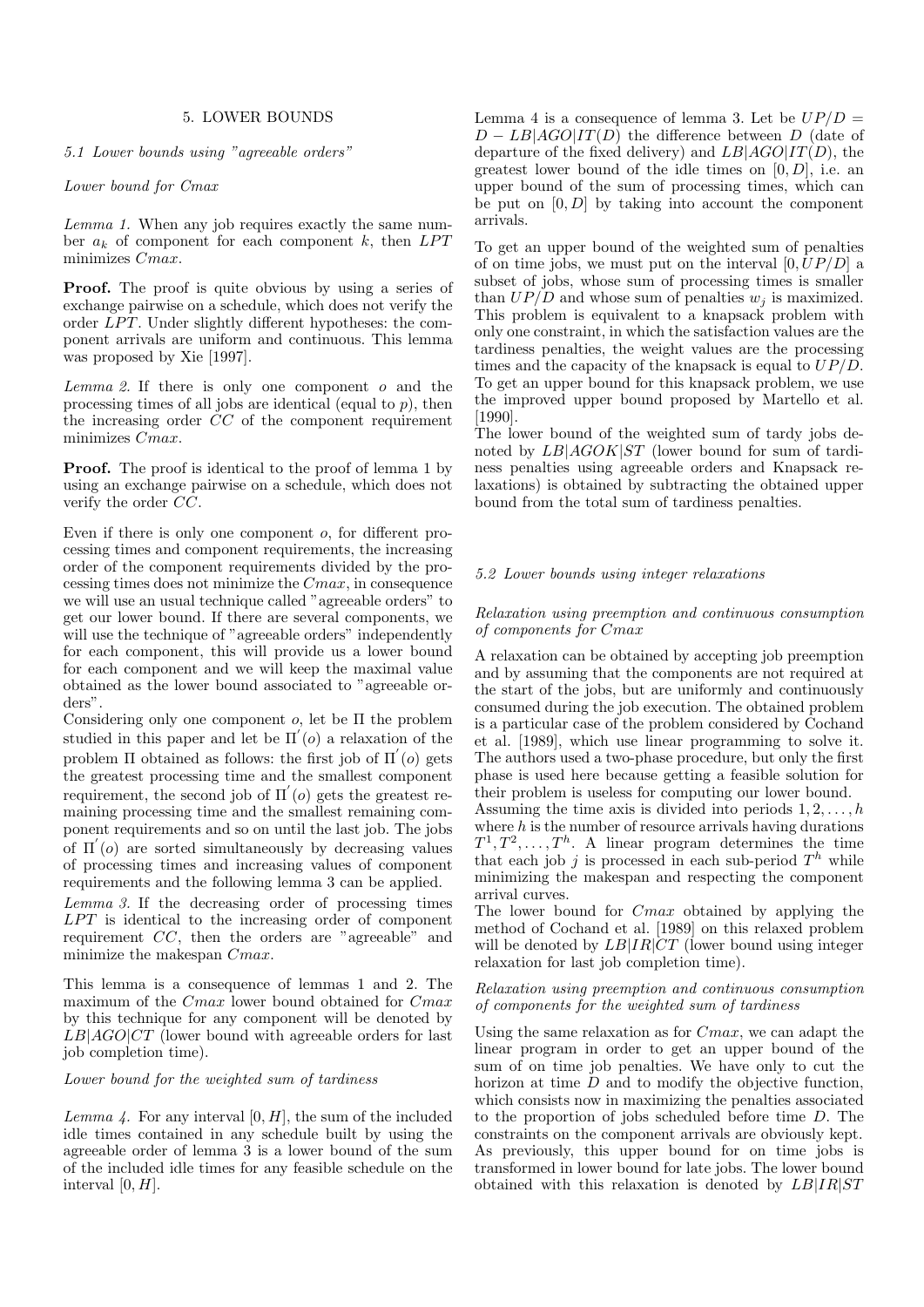## 5. LOWER BOUNDS

### 5.1 Lower bounds using "agreeable orders"

#### Lower bound for Cmax

*Lemma 1.* When any job requires exactly the same number $a_k$ of component for each component $k$, then $LPT$ minimizes $Cmax$.

**Proof.** The proof is quite obvious by using a series of exchange pairwise on a schedule, which does not verify the order $LPT$. Under slightly different hypotheses: the component arrivals are uniform and continuous. This lemma was proposed by Xie [1997].

*Lemma 2.* If there is only one component $o$ and the processing times of all jobs are identical (equal to $p$), then the increasing order $CC$ of the component requirement minimizes $Cmax$.

**Proof.** The proof is identical to the proof of lemma 1 by using an exchange pairwise on a schedule, which does not verify the order $CC$.

Even if there is only one component $o$, for different processing times and component requirements, the increasing order of the component requirements divided by the processing times does not minimize the $Cmax$, in consequence we will use an usual technique called "agreeable orders" to get our lower bound. If there are several components, we will use the technique of "agreeable orders" independently for each component, this will provide us a lower bound for each component and we will keep the maximal value obtained as the lower bound associated to "agreeable orders".

Considering only one component $o$, let be $\Pi$ the problem studied in this paper and let be $\Pi'(o)$ a relaxation of the problem $\Pi$ obtained as follows: the first job of $\Pi'(o)$ gets the greatest processing time and the smallest component requirement, the second job of $\Pi'(o)$ gets the greatest remaining processing time and the smallest remaining component requirements and so on until the last job. The jobs of $\Pi'(o)$ are sorted simultaneously by decreasing values of processing times and increasing values of component requirements and the following lemma 3 can be applied.

*Lemma 3.* If the decreasing order of processing times $LPT$ is identical to the increasing order of component requirement $CC$, then the orders are "agreeable" and minimize the makespan $Cmax$.

This lemma is a consequence of lemmas 1 and 2. The maximum of the $Cmax$ lower bound obtained for $Cmax$ by this technique for any component will be denoted by $LB|AGO|CT$ (lower bound with agreeable orders for last job completion time).

#### Lower bound for the weighted sum of tardiness

*Lemma 4.* For any interval $[0, H]$, the sum of the included idle times contained in any schedule built by using the agreeable order of lemma 3 is a lower bound of the sum of the included idle times for any feasible schedule on the interval $[0, H]$.

Lemma 4 is a consequence of lemma 3. Let be $UP/D = D - LB|AGO|IT(D)$ the difference between $D$ (date of departure of the fixed delivery) and $LB|AGO|IT(D)$, the greatest lower bound of the idle times on $[0, D]$, i.e. an upper bound of the sum of processing times, which can be put on $[0, D]$ by taking into account the component arrivals.

To get an upper bound of the weighted sum of penalties of on time jobs, we must put on the interval $[0, UP/D]$ a subset of jobs, whose sum of processing times is smaller than $UP/D$ and whose sum of penalties $w_j$ is maximized. This problem is equivalent to a knapsack problem with only one constraint, in which the satisfaction values are the tardiness penalties, the weight values are the processing times and the capacity of the knapsack is equal to $UP/D$. To get an upper bound for this knapsack problem, we use the improved upper bound proposed by Martello et al. [1990].

The lower bound of the weighted sum of tardy jobs denoted by $LB|AGOK|ST$ (lower bound for sum of tardiness penalties using agreeable orders and Knapsack relaxations) is obtained by subtracting the obtained upper bound from the total sum of tardiness penalties.

### 5.2 Lower bounds using integer relaxations

#### Relaxation using preemption and continuous consumption of components for Cmax

A relaxation can be obtained by accepting job preemption and by assuming that the components are not required at the start of the jobs, but are uniformly and continuously consumed during the job execution. The obtained problem is a particular case of the problem considered by Cochand et al. [1989], which use linear programming to solve it. The authors used a two-phase procedure, but only the first phase is used here because getting a feasible solution for their problem is useless for computing our lower bound.

Assuming the time axis is divided into periods $1, 2, \dots, h$ where $h$ is the number of resource arrivals having durations $T^1, T^2, \dots, T^h$. A linear program determines the time that each job $j$ is processed in each sub-period $T^h$ while minimizing the makespan and respecting the component arrival curves.

The lower bound for $Cmax$ obtained by applying the method of Cochand et al. [1989] on this relaxed problem will be denoted by $LB|IR|CT$ (lower bound using integer relaxation for last job completion time).

#### Relaxation using preemption and continuous consumption of components for the weighted sum of tardiness

Using the same relaxation as for $Cmax$, we can adapt the linear program in order to get an upper bound of the sum of on time job penalties. We have only to cut the horizon at time $D$ and to modify the objective function, which consists now in maximizing the penalties associated to the proportion of jobs scheduled before time $D$. The constraints on the component arrivals are obviously kept. As previously, this upper bound for on time jobs is transformed in lower bound for late jobs. The lower bound obtained with this relaxation is denoted by $LB|IR|ST$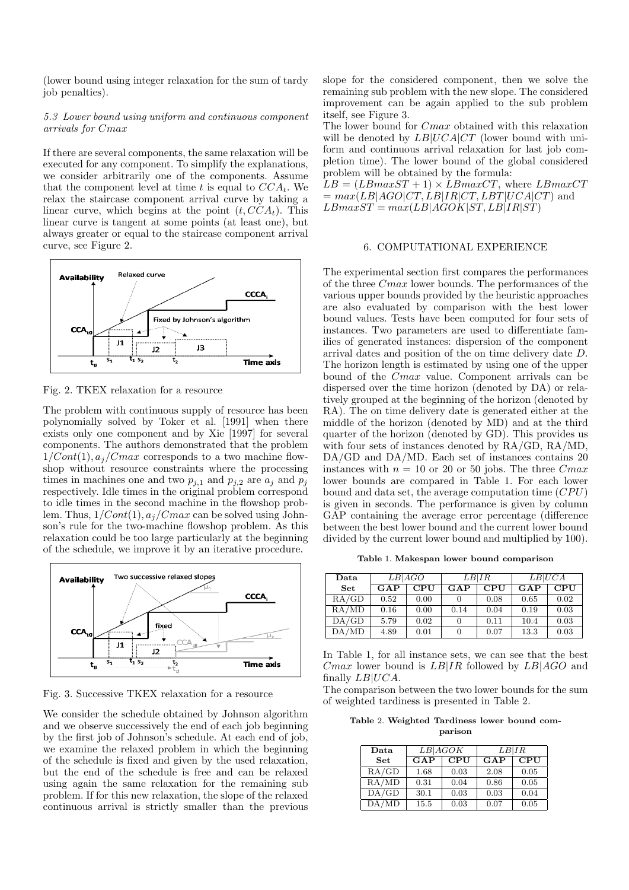(lower bound using integer relaxation for the sum of tardy job penalties).

### 5.3 Lower bound using uniform and continuous component arrivals for $Cmax$

If there are several components, the same relaxation will be executed for any component. To simplify the explanations, we consider arbitrarily one of the components. Assume that the component level at time $t$ is equal to $CCA_t$. We relax the staircase component arrival curve by taking a linear curve, which begins at the point $(t, CCA_t)$. This linear curve is tangent at some points (at least one), but always greater or equal to the staircase component arrival curve, see Figure 2.

Fig. 2. TKEX relaxation for a resource

The problem with continuous supply of resource has been polynomially solved by Toker et al. [1991] when there exists only one component and by Xie [1997] for several components. The authors demonstrated that the problem $1/Cont(1), a_j/Cmax$ corresponds to a two machine flowshop without resource constraints where the processing times in machines one and two $p_{j,1}$ and $p_{j,2}$ are $a_j$ and $p_j$ respectively. Idle times in the original problem correspond to idle times in the second machine in the flowshop problem. Thus, $1/Cont(1), a_j/Cmax$ can be solved using Johnson's rule for the two-machine flowshop problem. As this relaxation could be too large particularly at the beginning of the schedule, we improve it by an iterative procedure.

Fig. 3. Successive TKEX relaxation for a resource

We consider the schedule obtained by Johnson algorithm and we observe successively the end of each job beginning by the first job of Johnson's schedule. At each end of job, we examine the relaxed problem in which the beginning of the schedule is fixed and given by the used relaxation, but the end of the schedule is free and can be relaxed using again the same relaxation for the remaining sub problem. If for this new relaxation, the slope of the relaxed continuous arrival is strictly smaller than the previous slope for the considered component, then we solve the remaining sub problem with the new slope. The considered improvement can be again applied to the sub problem itself, see Figure 3.

The lower bound for $Cmax$ obtained with this relaxation will be denoted by $LB|UCA|CT$ (lower bound with uniform and continuous arrival relaxation for last job completion time). The lower bound of the global considered problem will be obtained by the formula:

$LB = (LBmaxST + 1) \times LBmaxCT$, where $LBmaxCT = max(LB|AGO|CT, LB|IR|CT, LBT|UCA|CT)$ and $LBmaxST = max(LB|AGOK|ST, LB|IR|ST)$

## 6. COMPUTATIONAL EXPERIENCE

The experimental section first compares the performances of the three $Cmax$ lower bounds. The performances of the various upper bounds provided by the heuristic approaches are also evaluated by comparison with the best lower bound values. Tests have been computed for four sets of instances. Two parameters are used to differentiate families of generated instances: dispersion of the component arrival dates and position of the on time delivery date $D$. The horizon length is estimated by using one of the upper bound of the $Cmax$ value. Component arrivals can be dispersed over the time horizon (denoted by DA) or relatively grouped at the beginning of the horizon (denoted by RA). The on time delivery date is generated either at the middle of the horizon (denoted by MD) and at the third quarter of the horizon (denoted by GD). This provides us with four sets of instances denoted by RA/GD, RA/MD, DA/GD and DA/MD. Each set of instances contains 20 instances with $n = 10$ or 20 or 50 jobs. The three $Cmax$ lower bounds are compared in Table 1. For each lower bound and data set, the average computation time ($CPU$) is given in seconds. The performance is given by column GAP containing the average error percentage (difference between the best lower bound and the current lower bound divided by the current lower bound and multiplied by 100).

**Table 1. Makespan lower bound comparison**

| Data | $LB\|AGO$ | | $LB\|IR$ | | $LB\|UCA$ | |
|---|---|---|---|---|---|---|
| **Set** | **GAP** | **CPU** | **GAP** | **CPU** | **GAP** | **CPU** |
| RA/GD | 0.52 | 0.00 | 0 | 0.08 | 0.65 | 0.02 |
| RA/MD | 0.16 | 0.00 | 0.14 | 0.04 | 0.19 | 0.03 |
| DA/GD | 5.79 | 0.02 | 0 | 0.11 | 10.4 | 0.03 |
| DA/MD | 4.89 | 0.01 | 0 | 0.07 | 13.3 | 0.03 |

In Table 1, for all instance sets, we can see that the best $Cmax$ lower bound is $LB|IR$ followed by $LB|AGO$ and finally $LB|UCA$.

The comparison between the two lower bounds for the sum of weighted tardiness is presented in Table 2.

**Table 2. Weighted Tardiness lower bound comparison**

| Data | $LB\|AGOK$ | | $LB\|IR$ | |
|---|---|---|---|---|
| **Set** | **GAP** | **CPU** | **GAP** | **CPU** |
| RA/GD | 1.68 | 0.03 | 2.08 | 0.05 |
| RA/MD | 0.31 | 0.04 | 0.86 | 0.05 |
| DA/GD | 30.1 | 0.03 | 0.03 | 0.04 |
| DA/MD | 15.5 | 0.03 | 0.07 | 0.05 |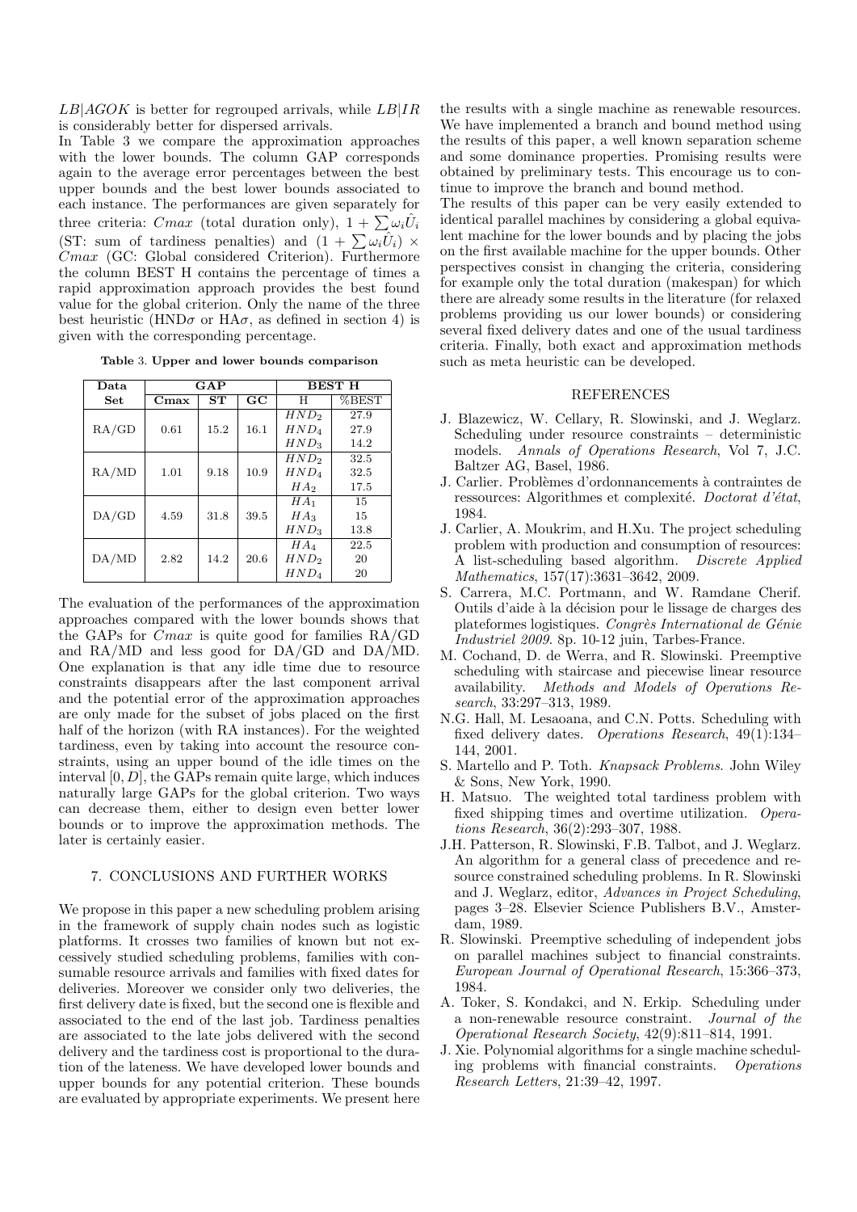$LB|AGOK$ is better for regrouped arrivals, while $LB|IR$ is considerably better for dispersed arrivals.

In Table 3 we compare the approximation approaches with the lower bounds. The column GAP corresponds again to the average error percentages between the best upper bounds and the best lower bounds associated to each instance. The performances are given separately for three criteria: $Cmax$ (total duration only), $1 + \sum \omega_i \hat{U}_i$ (ST: sum of tardiness penalties) and $(1 + \sum \omega_i \hat{U}_i) \times Cmax$ (GC: Global considered Criterion). Furthermore the column BEST H contains the percentage of times a rapid approximation approach provides the best found value for the global criterion. Only the name of the three best heuristic (HND$\sigma$ or HA$\sigma$, as defined in section 4) is given with the corresponding percentage.

**Table 3. Upper and lower bounds comparison**

| Data | GAP | | | BEST H | |
|---|---|---|---|---|---|
| Set | Cmax | ST | GC | H | %BEST |
| RA/GD | 0.61 | 15.2 | 16.1 | $HND_2$ | 27.9 |
| | | | | $HND_4$ | 27.9 |
| | | | | $HND_3$ | 14.2 |
| RA/MD | 1.01 | 9.18 | 10.9 | $HND_2$ | 32.5 |
| | | | | $HND_4$ | 32.5 |
| | | | | $HA_2$ | 17.5 |
| DA/GD | 4.59 | 31.8 | 39.5 | $HA_1$ | 15 |
| | | | | $HA_3$ | 15 |
| | | | | $HND_3$ | 13.8 |
| DA/MD | 2.82 | 14.2 | 20.6 | $HA_4$ | 22.5 |
| | | | | $HND_2$ | 20 |
| | | | | $HND_4$ | 20 |

The evaluation of the performances of the approximation approaches compared with the lower bounds shows that the GAPs for $Cmax$ is quite good for families RA/GD and RA/MD and less good for DA/GD and DA/MD. One explanation is that any idle time due to resource constraints disappears after the last component arrival and the potential error of the approximation approaches are only made for the subset of jobs placed on the first half of the horizon (with RA instances). For the weighted tardiness, even by taking into account the resource constraints, using an upper bound of the idle times on the interval $[0, D]$, the GAPs remain quite large, which induces naturally large GAPs for the global criterion. Two ways can decrease them, either to design even better lower bounds or to improve the approximation methods. The later is certainly easier.

## 7. CONCLUSIONS AND FURTHER WORKS

We propose in this paper a new scheduling problem arising in the framework of supply chain nodes such as logistic platforms. It crosses two families of known but not excessively studied scheduling problems, families with consumable resource arrivals and families with fixed dates for deliveries. Moreover we consider only two deliveries, the first delivery date is fixed, but the second one is flexible and associated to the end of the last job. Tardiness penalties are associated to the late jobs delivered with the second delivery and the tardiness cost is proportional to the duration of the lateness. We have developed lower bounds and upper bounds for any potential criterion. These bounds are evaluated by appropriate experiments. We present here the results with a single machine as renewable resources. We have implemented a branch and bound method using the results of this paper, a well known separation scheme and some dominance properties. Promising results were obtained by preliminary tests. This encourage us to continue to improve the branch and bound method.

The results of this paper can be very easily extended to identical parallel machines by considering a global equivalent machine for the lower bounds and by placing the jobs on the first available machine for the upper bounds. Other perspectives consist in changing the criteria, considering for example only the total duration (makespan) for which there are already some results in the literature (for relaxed problems providing us our lower bounds) or considering several fixed delivery dates and one of the usual tardiness criteria. Finally, both exact and approximation methods such as meta heuristic can be developed.

## REFERENCES

J. Blazewicz, W. Cellary, R. Slowinski, and J. Weglarz. Scheduling under resource constraints – deterministic models. *Annals of Operations Research*, Vol 7, J.C. Baltzer AG, Basel, 1986.

J. Carlier. Problèmes d'ordonnancements à contraintes de ressources: Algorithmes et complexité. *Doctorat d'état*, 1984.

J. Carlier, A. Moukrim, and H.Xu. The project scheduling problem with production and consumption of resources: A list-scheduling based algorithm. *Discrete Applied Mathematics*, 157(17):3631–3642, 2009.

S. Carrera, M.C. Portmann, and W. Ramdane Cherif. Outils d'aide à la décision pour le lissage de charges des plateformes logistiques. *Congrès International de Génie Industriel 2009*. 8p. 10-12 juin, Tarbes-France.

M. Cochand, D. de Werra, and R. Slowinski. Preemptive scheduling with staircase and piecewise linear resource availability. *Methods and Models of Operations Research*, 33:297–313, 1989.

N.G. Hall, M. Lesaoana, and C.N. Potts. Scheduling with fixed delivery dates. *Operations Research*, 49(1):134–144, 2001.

S. Martello and P. Toth. *Knapsack Problems*. John Wiley & Sons, New York, 1990.

H. Matsuo. The weighted total tardiness problem with fixed shipping times and overtime utilization. *Operations Research*, 36(2):293–307, 1988.

J.H. Patterson, R. Slowinski, F.B. Talbot, and J. Weglarz. An algorithm for a general class of precedence and resource constrained scheduling problems. In R. Slowinski and J. Weglarz, editor, *Advances in Project Scheduling*, pages 3–28. Elsevier Science Publishers B.V., Amsterdam, 1989.

R. Slowinski. Preemptive scheduling of independent jobs on parallel machines subject to financial constraints. *European Journal of Operational Research*, 15:366–373, 1984.

A. Toker, S. Kondakci, and N. Erkip. Scheduling under a non-renewable resource constraint. *Journal of the Operational Research Society*, 42(9):811–814, 1991.

J. Xie. Polynomial algorithms for a single machine scheduling problems with financial constraints. *Operations Research Letters*, 21:39–42, 1997.